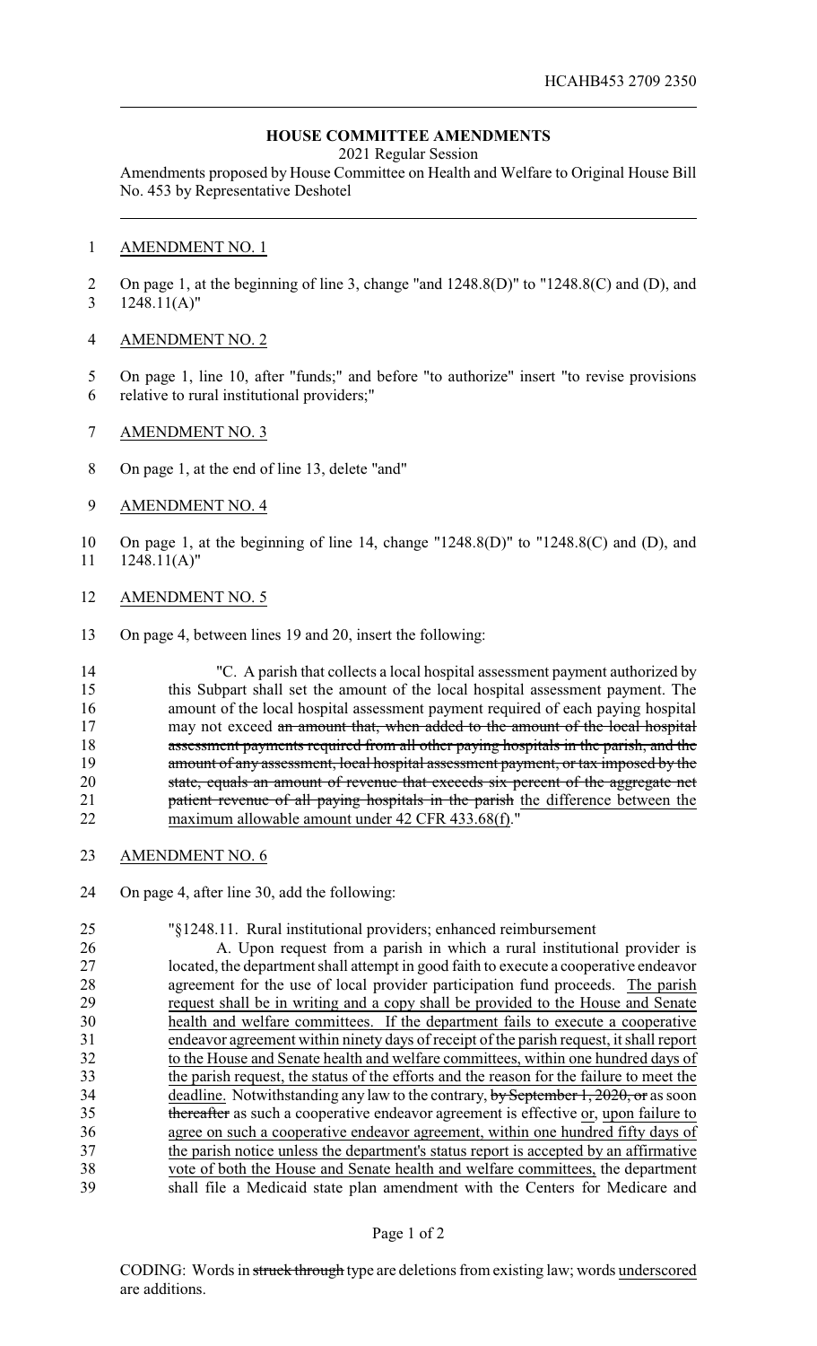HCAHB453 2709 2350

# HOUSE COMMITTEE AMENDMENTS

2021 Regular Session

Amendments proposed by House Committee on Health and Welfare to Original House Bill No. 453 by Representative Deshotel

AMENDMENT NO. 1

On page 1, at the beginning of line 3, change "and 1248.8(D)" to "1248.8(C) and (D), and 1248.11(A)"

AMENDMENT NO. 2

On page 1, line 10, after "funds;" and before "to authorize" insert "to revise provisions relative to rural institutional providers;"

AMENDMENT NO. 3

On page 1, at the end of line 13, delete "and"

AMENDMENT NO. 4

On page 1, at the beginning of line 14, change "1248.8(D)" to "1248.8(C) and (D), and 1248.11(A)"

AMENDMENT NO. 5

On page 4, between lines 19 and 20, insert the following:

"C. A parish that collects a local hospital assessment payment authorized by this Subpart shall set the amount of the local hospital assessment payment. The amount of the local hospital assessment payment required of each paying hospital may not exceed ~~an amount that, when added to the amount of the local hospital assessment payments required from all other paying hospitals in the parish, and the amount of any assessment, local hospital assessment payment, or tax imposed by the state, equals an amount of revenue that exceeds six percent of the aggregate net patient revenue of all paying hospitals in the parish~~ <u>the difference between the maximum allowable amount under 42 CFR 433.68(f)</u>."

AMENDMENT NO. 6

On page 4, after line 30, add the following:

"§1248.11. Rural institutional providers; enhanced reimbursement

A. Upon request from a parish in which a rural institutional provider is located, the department shall attempt in good faith to execute a cooperative endeavor agreement for the use of local provider participation fund proceeds. <u>The parish request shall be in writing and a copy shall be provided to the House and Senate health and welfare committees. If the department fails to execute a cooperative endeavor agreement within ninety days of receipt of the parish request, it shall report to the House and Senate health and welfare committees, within one hundred days of the parish request, the status of the efforts and the reason for the failure to meet the deadline.</u> Notwithstanding any law to the contrary, ~~by September 1, 2020, or~~ as soon ~~thereafter~~ as such a cooperative endeavor agreement is effective <u>or, upon failure to agree on such a cooperative endeavor agreement, within one hundred fifty days of the parish notice unless the department's status report is accepted by an affirmative vote of both the House and Senate health and welfare committees,</u> the department shall file a Medicaid state plan amendment with the Centers for Medicare and

CODING: Words in ~~struck through~~ type are deletions from existing law; words <u>underscored</u> are additions.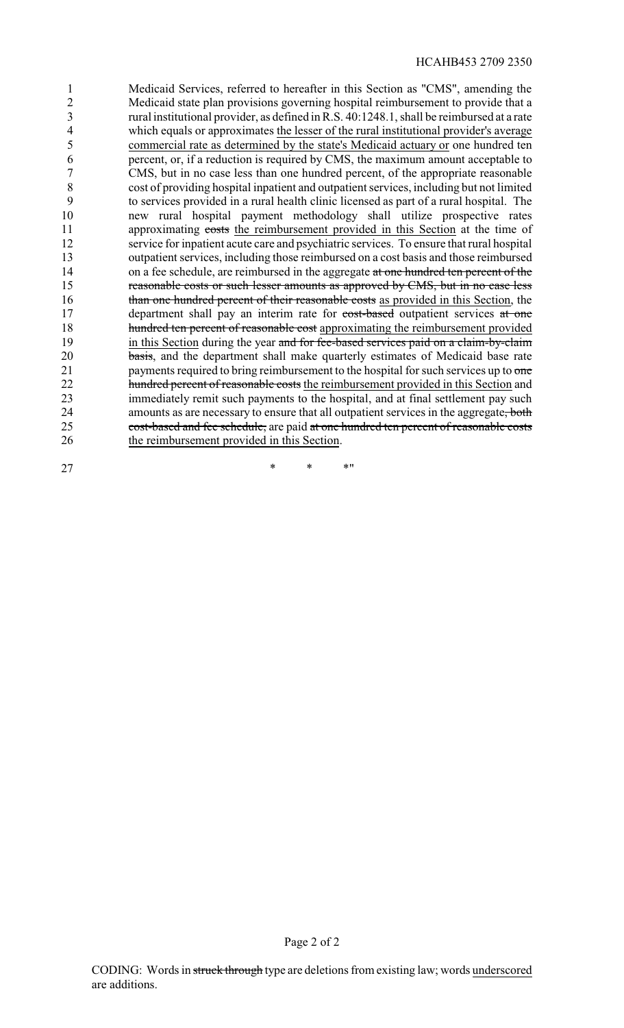Medicaid Services, referred to hereafter in this Section as "CMS", amending the Medicaid state plan provisions governing hospital reimbursement to provide that a rural institutional provider, as defined in R.S. 40:1248.1, shall be reimbursed at a rate which equals or approximates <u>the lesser of the rural institutional provider's average commercial rate as determined by the state's Medicaid actuary or</u> one hundred ten percent, or, if a reduction is required by CMS, the maximum amount acceptable to CMS, but in no case less than one hundred percent, of the appropriate reasonable cost of providing hospital inpatient and outpatient services, including but not limited to services provided in a rural health clinic licensed as part of a rural hospital. The new rural hospital payment methodology shall utilize prospective rates approximating ~~costs~~ <u>the reimbursement provided in this Section</u> at the time of service for inpatient acute care and psychiatric services. To ensure that rural hospital outpatient services, including those reimbursed on a cost basis and those reimbursed on a fee schedule, are reimbursed in the aggregate ~~at one hundred ten percent of the reasonable costs or such lesser amounts as approved by CMS, but in no case less than one hundred percent of their reasonable costs~~ <u>as provided in this Section</u>, the department shall pay an interim rate for ~~cost-based~~ outpatient services ~~at one hundred ten percent of reasonable cost~~ <u>approximating the reimbursement provided in this Section</u> during the year ~~and for fee-based services paid on a claim-by-claim basis~~, and the department shall make quarterly estimates of Medicaid base rate payments required to bring reimbursement to the hospital for such services up to ~~one hundred percent of reasonable costs~~ <u>the reimbursement provided in this Section</u> and immediately remit such payments to the hospital, and at final settlement pay such amounts as are necessary to ensure that all outpatient services in the aggregate~~, both cost-based and fee schedule,~~ are paid ~~at one hundred ten percent of reasonable costs~~ <u>the reimbursement provided in this Section</u>.

\* \* \*"

CODING: Words in ~~struck through~~ type are deletions from existing law; words <u>underscored</u> are additions.